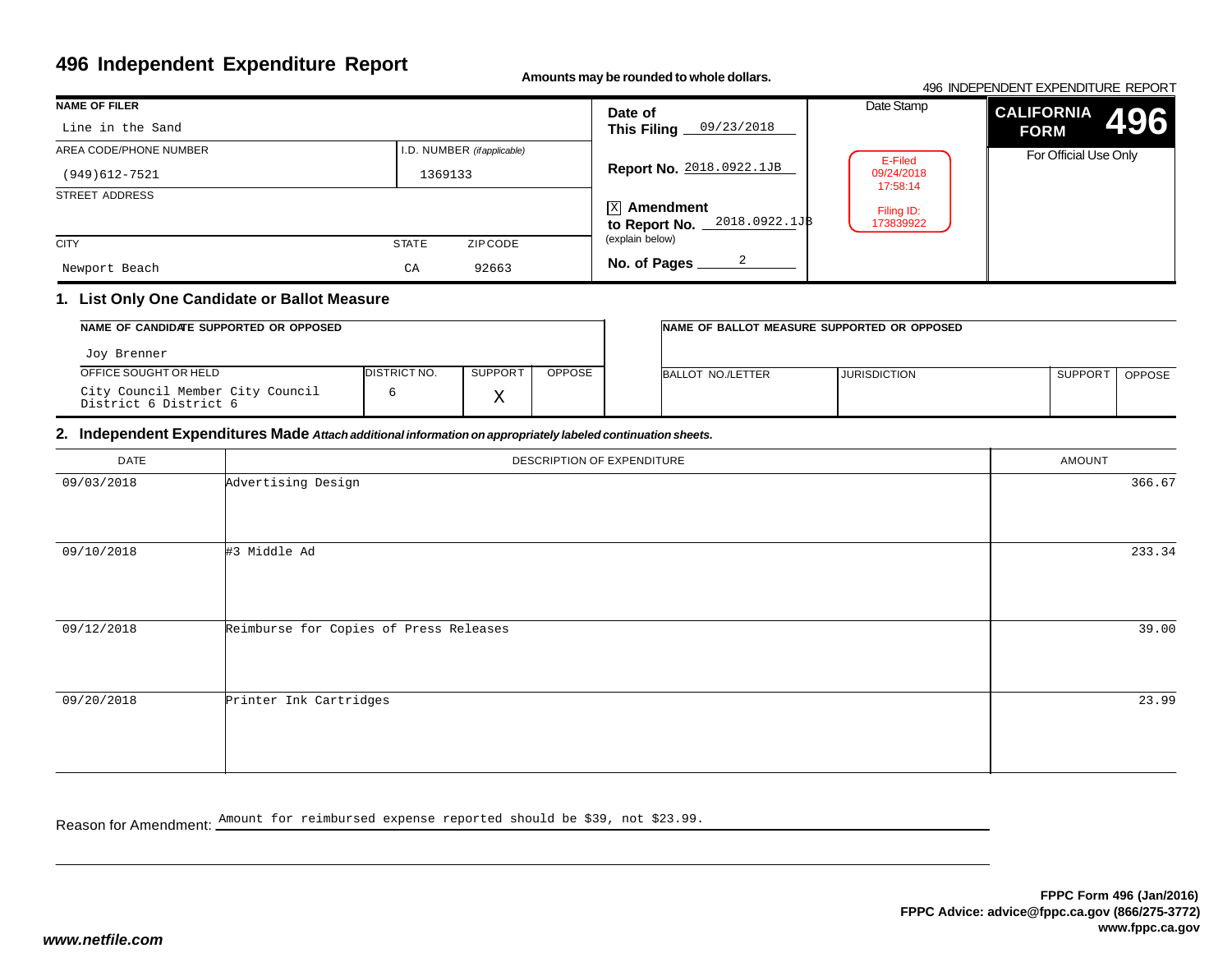# 496 Independent Expenditure Report

**Amounts may be rounded to whole dollars.**

496 INDEPENDENT EXPENDITURE REPORT

| NAME OF FILER | | | |
|---|---|---|---|
| Line in the Sand | | | |
| AREA CODE/PHONE NUMBER | I.D. NUMBER *(if applicable)* | | |
| (949)612-7521 | 1369133 | | |
| STREET ADDRESS | | | |
| | | | |
| CITY | STATE | ZIP CODE | |
| Newport Beach | CA | 92663 | |

**Date of This Filing** 09/23/2018

**Report No.** 2018.0922.1JB

[X] **Amendment to Report No.** 2018.0922.1JB
(explain below)

**No. of Pages** 2

Date Stamp

E-Filed
09/24/2018
17:58:14

Filing ID:
173839922

**CALIFORNIA FORM 496**

For Official Use Only

## 1. List Only One Candidate or Ballot Measure

| NAME OF CANDIDATE SUPPORTED OR OPPOSED | | | |
|---|---|---|---|
| Joy Brenner | | | |
| OFFICE SOUGHT OR HELD | DISTRICT NO. | SUPPORT | OPPOSE |
| City Council Member City Council District 6 District 6 | 6 | X | |

| NAME OF BALLOT MEASURE SUPPORTED OR OPPOSED | | | |
|---|---|---|---|
| | | | |
| BALLOT NO./LETTER | JURISDICTION | SUPPORT | OPPOSE |
| | | | |

## 2. Independent Expenditures Made *Attach additional information on appropriately labeled continuation sheets.*

| DATE | DESCRIPTION OF EXPENDITURE | AMOUNT |
|---|---|---|
| 09/03/2018 | Advertising Design | 366.67 |
| 09/10/2018 | #3 Middle Ad | 233.34 |
| 09/12/2018 | Reimburse for Copies of Press Releases | 39.00 |
| 09/20/2018 | Printer Ink Cartridges | 23.99 |

Reason for Amendment: Amount for reimbursed expense reported should be $39, not $23.99.

FPPC Form 496 (Jan/2016)
FPPC Advice: advice@fppc.ca.gov (866/275-3772)
www.fppc.ca.gov

*www.netfile.com*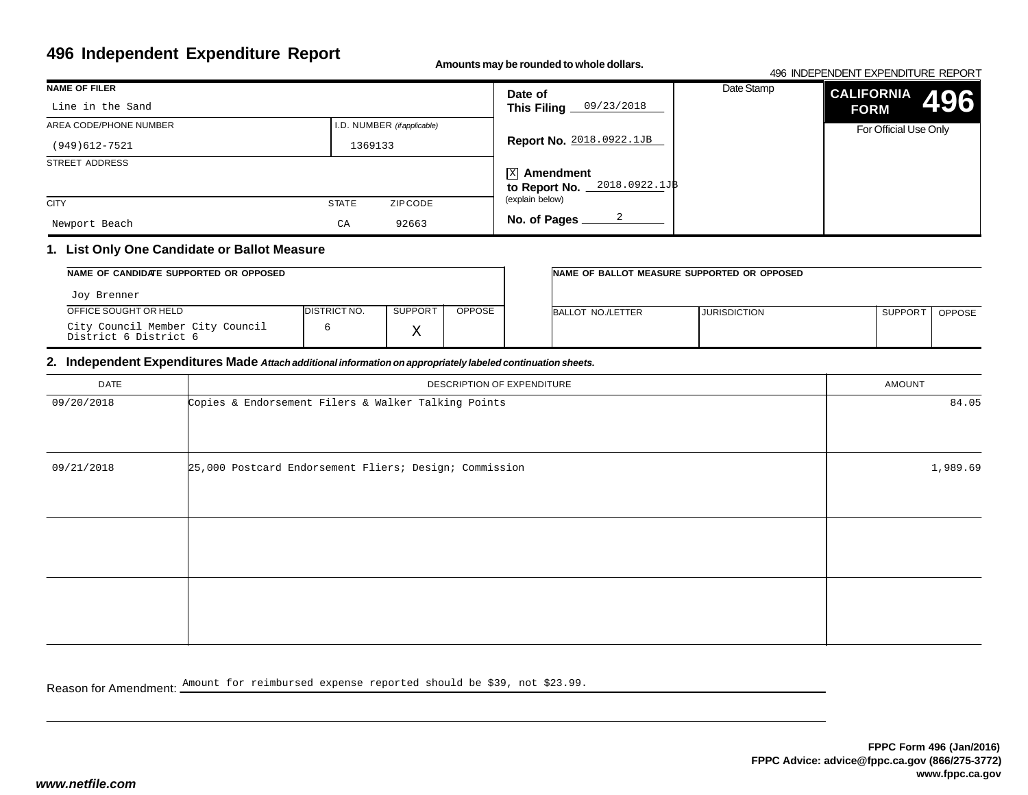# 496 Independent Expenditure Report

**Amounts may be rounded to whole dollars.**

496 INDEPENDENT EXPENDITURE REPORT

| NAME OF FILER | | Date of This Filing | Date Stamp | **CALIFORNIA FORM 496** |
|---|---|---|---|---|
| Line in the Sand | | 09/23/2018 | | For Official Use Only |
| AREA CODE/PHONE NUMBER | I.D. NUMBER *(if applicable)* | Report No. 2018.0922.1JB | | |
| (949)612-7521 | 1369133 | | | |
| STREET ADDRESS | | [X] Amendment to Report No. 2018.0922.1JB (explain below) | | |
| | | | | |
| CITY / STATE / ZIP CODE | | No. of Pages 2 | | |
| Newport Beach, CA 92663 | | | | |

## 1. List Only One Candidate or Ballot Measure

| NAME OF CANDIDATE SUPPORTED OR OPPOSED | | | |
|---|---|---|---|
| Joy Brenner | | | |
| OFFICE SOUGHT OR HELD | DISTRICT NO. | SUPPORT | OPPOSE |
| City Council Member City Council District 6 District 6 | 6 | X | |

| NAME OF BALLOT MEASURE SUPPORTED OR OPPOSED | | | |
|---|---|---|---|
| | | | |
| BALLOT NO./LETTER | JURISDICTION | SUPPORT | OPPOSE |
| | | | |

## 2. Independent Expenditures Made *Attach additional information on appropriately labeled continuation sheets.*

| DATE | DESCRIPTION OF EXPENDITURE | AMOUNT |
|---|---|---|
| 09/20/2018 | Copies & Endorsement Filers & Walker Talking Points | 84.05 |
| 09/21/2018 | 25,000 Postcard Endorsement Fliers; Design; Commission | 1,989.69 |
| | | |
| | | |

Reason for Amendment: Amount for reimbursed expense reported should be $39, not $23.99.

**FPPC Form 496 (Jan/2016)**
**FPPC Advice: advice@fppc.ca.gov (866/275-3772)**
**www.fppc.ca.gov**

***www.netfile.com***